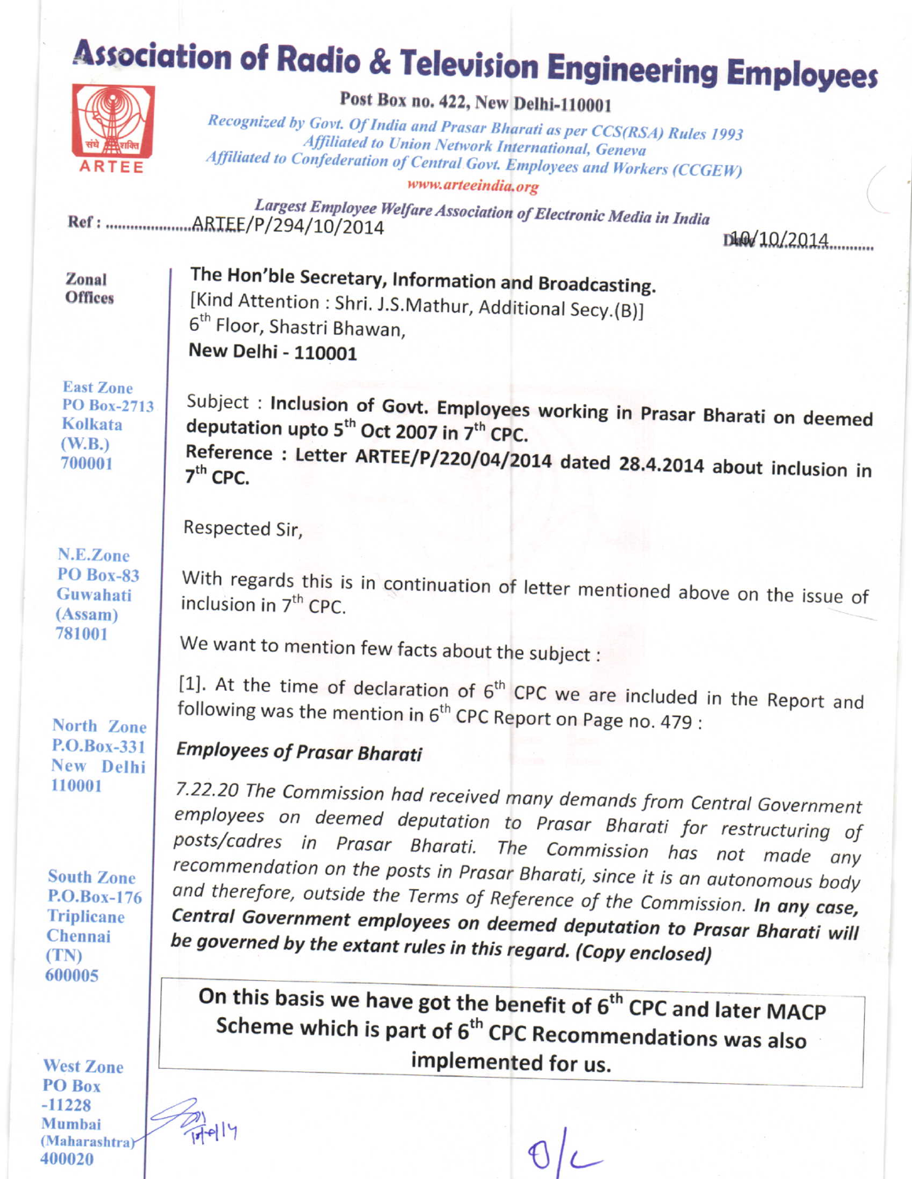# Association of Radio & Television Engineering Employees

**Post Box no. 422, New Delhi-110001**

*Recognized by Govt. Of India and Prasar Bharati as per CCS(RSA) Rules 1993*
*Affiliated to Union Network International, Geneva*
*Affiliated to Confederation of Central Govt. Employees and Workers (CCGEW)*
*www.arteeindia.org*

*Largest Employee Welfare Association of Electronic Media in India*

Ref : ARTEE/P/294/10/2014

Date: 10/10/2014

**Zonal Offices**

**East Zone**
PO Box-2713
Kolkata (W.B.)
700001

**N.E.Zone**
PO Box-83
Guwahati (Assam)
781001

**North Zone**
P.O.Box-331
New Delhi
110001

**South Zone**
P.O.Box-176
Triplicane
Chennai (TN)
600005

**West Zone**
PO Box -11228
Mumbai (Maharashtra)
400020

**The Hon'ble Secretary, Information and Broadcasting.**
[Kind Attention : Shri. J.S.Mathur, Additional Secy.(B)]
6th Floor, Shastri Bhawan,
**New Delhi - 110001**

Subject : **Inclusion of Govt. Employees working in Prasar Bharati on deemed deputation upto 5th Oct 2007 in 7th CPC.**

**Reference : Letter ARTEE/P/220/04/2014 dated 28.4.2014 about inclusion in 7th CPC.**

Respected Sir,

With regards this is in continuation of letter mentioned above on the issue of inclusion in 7th CPC.

We want to mention few facts about the subject :

[1]. At the time of declaration of 6th CPC we are included in the Report and following was the mention in 6th CPC Report on Page no. 479 :

***Employees of Prasar Bharati***

*7.22.20 The Commission had received many demands from Central Government employees on deemed deputation to Prasar Bharati for restructuring of posts/cadres in Prasar Bharati. The Commission has not made any recommendation on the posts in Prasar Bharati, since it is an autonomous body and therefore, outside the Terms of Reference of the Commission.* ***In any case, Central Government employees on deemed deputation to Prasar Bharati will be governed by the extant rules in this regard. (Copy enclosed)***

**On this basis we have got the benefit of 6th CPC and later MACP Scheme which is part of 6th CPC Recommendations was also implemented for us.**

P.T.O.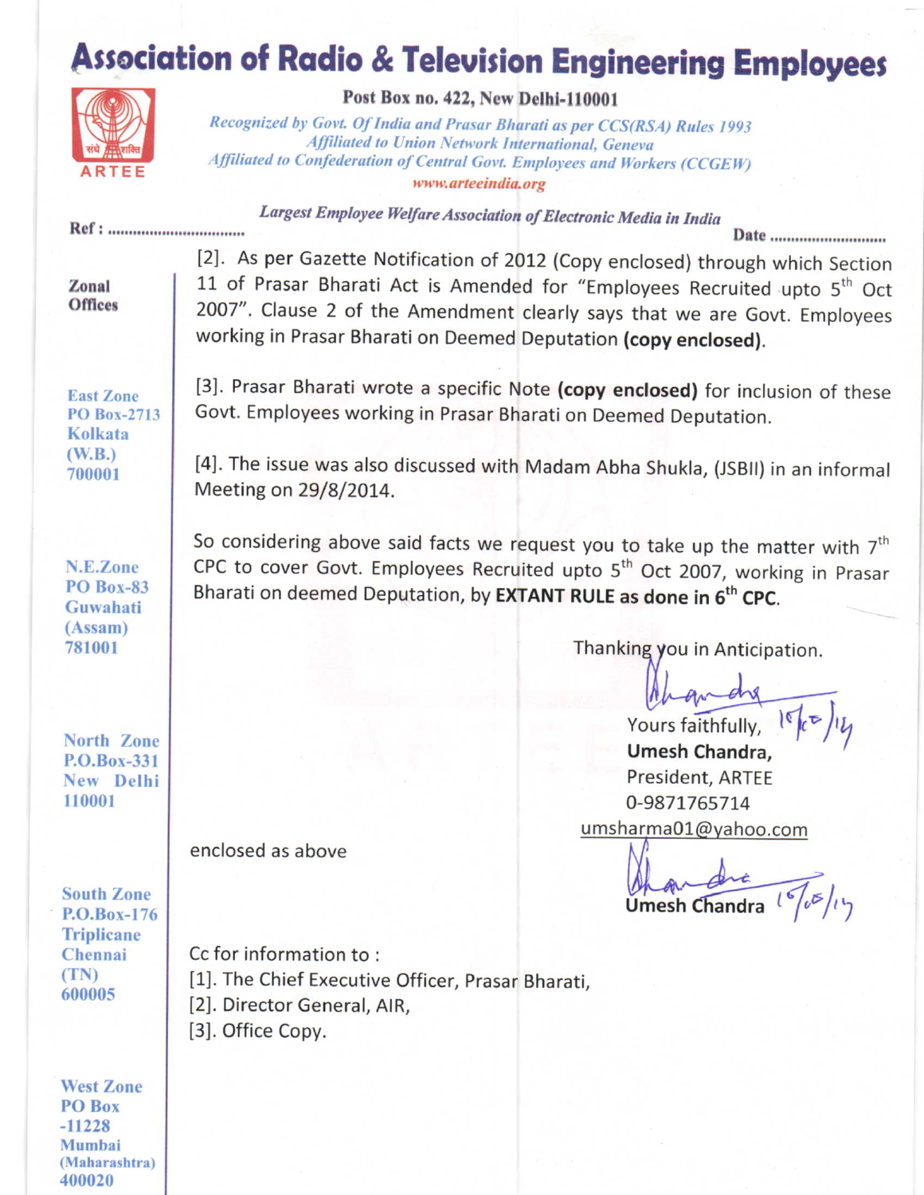# Association of Radio & Television Engineering Employees

**Post Box no. 422, New Delhi-110001**

*Recognized by Govt. Of India and Prasar Bharati as per CCS(RSA) Rules 1993*
*Affiliated to Union Network International, Geneva*
*Affiliated to Confederation of Central Govt. Employees and Workers (CCGEW)*
*www.arteeindia.org*

ARTEE

*Largest Employee Welfare Association of Electronic Media in India*

Ref : ................................ Date ..........................

**Zonal Offices**

**East Zone** PO Box-2713 Kolkata (W.B.) 700001

**N.E.Zone** PO Box-83 Guwahati (Assam) 781001

**North Zone** P.O.Box-331 New Delhi 110001

**South Zone** P.O.Box-176 Triplicane Chennai (TN) 600005

**West Zone** PO Box -11228 Mumbai (Maharashtra) 400020

[2]. As per Gazette Notification of 2012 (Copy enclosed) through which Section 11 of Prasar Bharati Act is Amended for "Employees Recruited upto 5th Oct 2007". Clause 2 of the Amendment clearly says that we are Govt. Employees working in Prasar Bharati on Deemed Deputation **(copy enclosed)**.

[3]. Prasar Bharati wrote a specific Note **(copy enclosed)** for inclusion of these Govt. Employees working in Prasar Bharati on Deemed Deputation.

[4]. The issue was also discussed with Madam Abha Shukla, (JSBII) in an informal Meeting on 29/8/2014.

So considering above said facts we request you to take up the matter with 7th CPC to cover Govt. Employees Recruited upto 5th Oct 2007, working in Prasar Bharati on deemed Deputation, by **EXTANT RULE as done in 6th CPC**.

Thanking you in Anticipation.

Yours faithfully, 15/10/14
**Umesh Chandra,**
President, ARTEE
0-9871765714
umsharma01@yahoo.com

enclosed as above

**Umesh Chandra** 15/10/14

Cc for information to :
[1]. The Chief Executive Officer, Prasar Bharati,
[2]. Director General, AIR,
[3]. Office Copy.